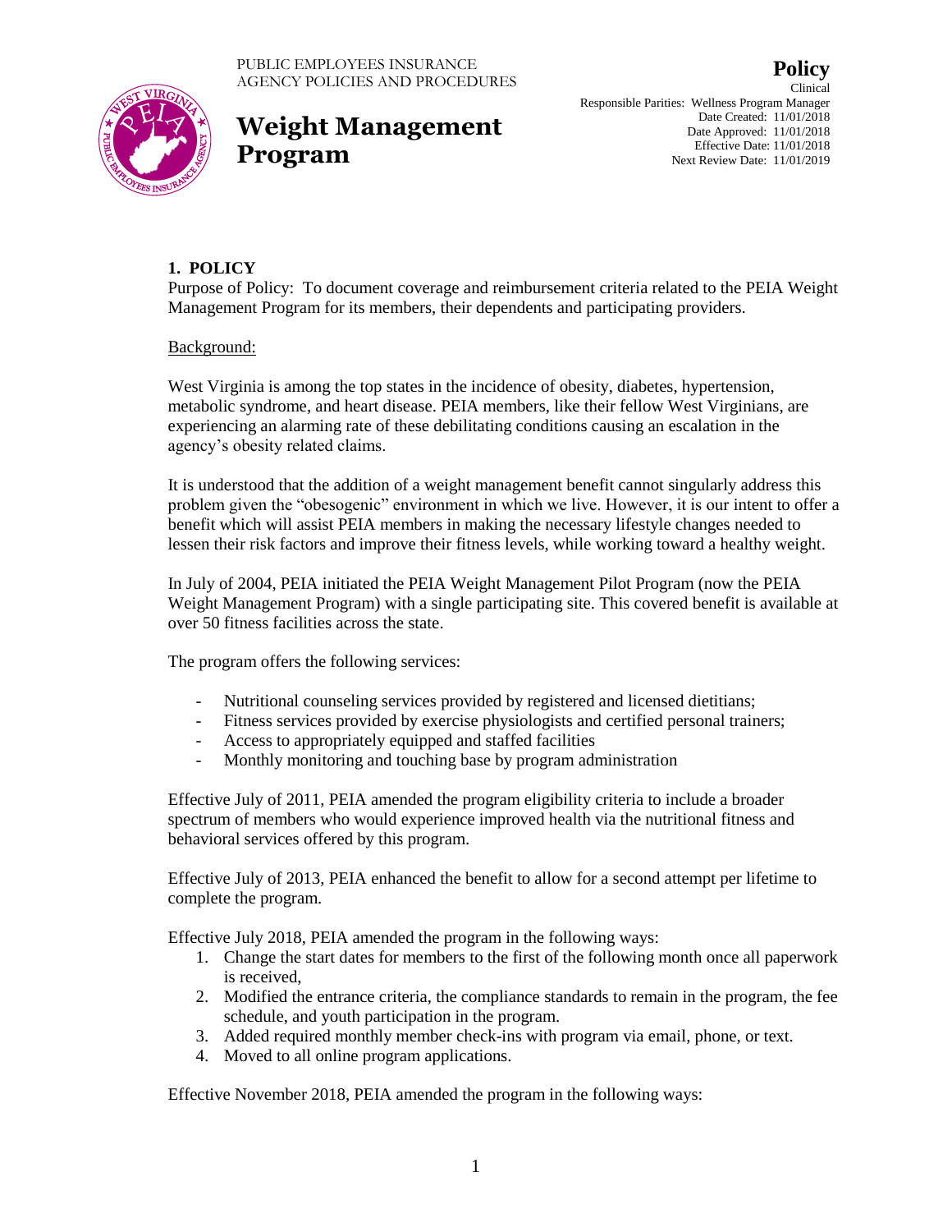PUBLIC EMPLOYEES INSURANCE AGENCY POLICIES AND PROCEDURES

# Weight Management Program

**Policy**
Clinical
Responsible Parities: Wellness Program Manager
Date Created: 11/01/2018
Date Approved: 11/01/2018
Effective Date: 11/01/2018
Next Review Date: 11/01/2019

## 1. POLICY

Purpose of Policy: To document coverage and reimbursement criteria related to the PEIA Weight Management Program for its members, their dependents and participating providers.

Background:

West Virginia is among the top states in the incidence of obesity, diabetes, hypertension, metabolic syndrome, and heart disease. PEIA members, like their fellow West Virginians, are experiencing an alarming rate of these debilitating conditions causing an escalation in the agency's obesity related claims.

It is understood that the addition of a weight management benefit cannot singularly address this problem given the "obesogenic" environment in which we live. However, it is our intent to offer a benefit which will assist PEIA members in making the necessary lifestyle changes needed to lessen their risk factors and improve their fitness levels, while working toward a healthy weight.

In July of 2004, PEIA initiated the PEIA Weight Management Pilot Program (now the PEIA Weight Management Program) with a single participating site. This covered benefit is available at over 50 fitness facilities across the state.

The program offers the following services:

- Nutritional counseling services provided by registered and licensed dietitians;
- Fitness services provided by exercise physiologists and certified personal trainers;
- Access to appropriately equipped and staffed facilities
- Monthly monitoring and touching base by program administration

Effective July of 2011, PEIA amended the program eligibility criteria to include a broader spectrum of members who would experience improved health via the nutritional fitness and behavioral services offered by this program.

Effective July of 2013, PEIA enhanced the benefit to allow for a second attempt per lifetime to complete the program.

Effective July 2018, PEIA amended the program in the following ways:

1. Change the start dates for members to the first of the following month once all paperwork is received,
2. Modified the entrance criteria, the compliance standards to remain in the program, the fee schedule, and youth participation in the program.
3. Added required monthly member check-ins with program via email, phone, or text.
4. Moved to all online program applications.

Effective November 2018, PEIA amended the program in the following ways: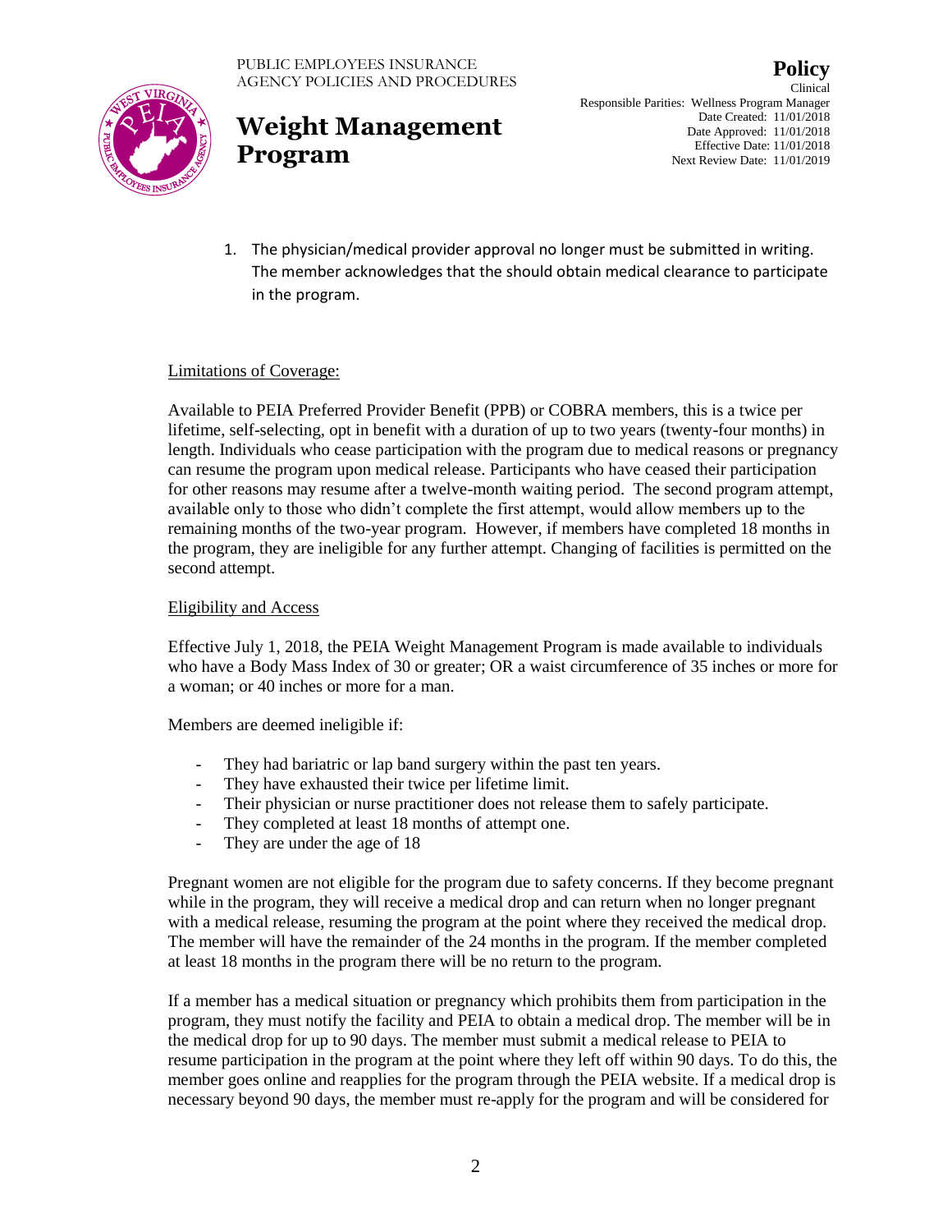1. The physician/medical provider approval no longer must be submitted in writing. The member acknowledges that the should obtain medical clearance to participate in the program.

Limitations of Coverage:

Available to PEIA Preferred Provider Benefit (PPB) or COBRA members, this is a twice per lifetime, self-selecting, opt in benefit with a duration of up to two years (twenty-four months) in length. Individuals who cease participation with the program due to medical reasons or pregnancy can resume the program upon medical release. Participants who have ceased their participation for other reasons may resume after a twelve-month waiting period. The second program attempt, available only to those who didn't complete the first attempt, would allow members up to the remaining months of the two-year program. However, if members have completed 18 months in the program, they are ineligible for any further attempt. Changing of facilities is permitted on the second attempt.

Eligibility and Access

Effective July 1, 2018, the PEIA Weight Management Program is made available to individuals who have a Body Mass Index of 30 or greater; OR a waist circumference of 35 inches or more for a woman; or 40 inches or more for a man.

Members are deemed ineligible if:

- They had bariatric or lap band surgery within the past ten years.
- They have exhausted their twice per lifetime limit.
- Their physician or nurse practitioner does not release them to safely participate.
- They completed at least 18 months of attempt one.
- They are under the age of 18

Pregnant women are not eligible for the program due to safety concerns. If they become pregnant while in the program, they will receive a medical drop and can return when no longer pregnant with a medical release, resuming the program at the point where they received the medical drop. The member will have the remainder of the 24 months in the program. If the member completed at least 18 months in the program there will be no return to the program.

If a member has a medical situation or pregnancy which prohibits them from participation in the program, they must notify the facility and PEIA to obtain a medical drop. The member will be in the medical drop for up to 90 days. The member must submit a medical release to PEIA to resume participation in the program at the point where they left off within 90 days. To do this, the member goes online and reapplies for the program through the PEIA website. If a medical drop is necessary beyond 90 days, the member must re-apply for the program and will be considered for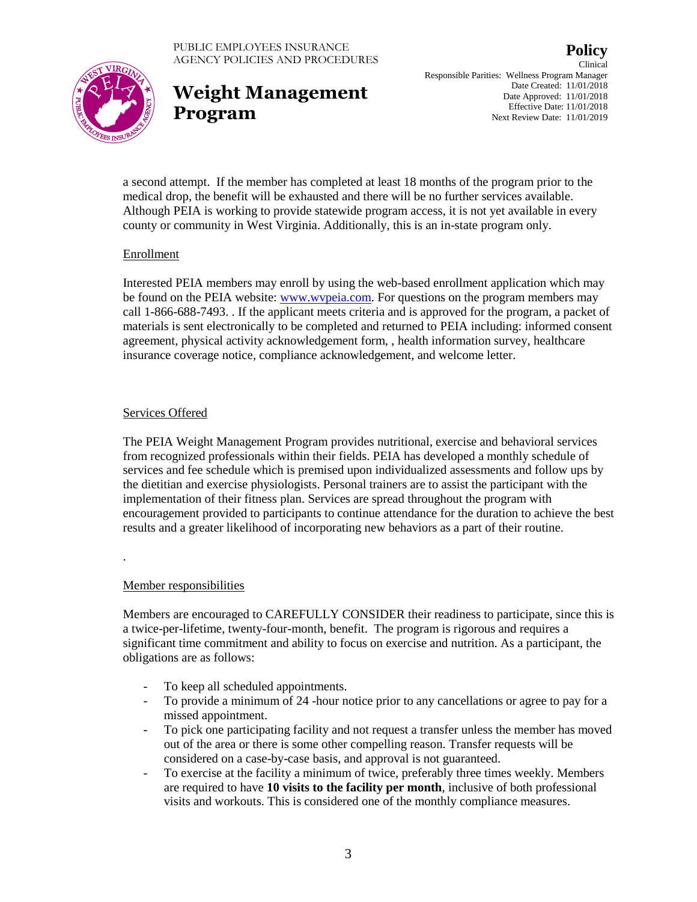a second attempt. If the member has completed at least 18 months of the program prior to the medical drop, the benefit will be exhausted and there will be no further services available. Although PEIA is working to provide statewide program access, it is not yet available in every county or community in West Virginia. Additionally, this is an in-state program only.

## Enrollment

Interested PEIA members may enroll by using the web-based enrollment application which may be found on the PEIA website: [www.wvpeia.com](http://www.wvpeia.com). For questions on the program members may call 1-866-688-7493. . If the applicant meets criteria and is approved for the program, a packet of materials is sent electronically to be completed and returned to PEIA including: informed consent agreement, physical activity acknowledgement form, , health information survey, healthcare insurance coverage notice, compliance acknowledgement, and welcome letter.

## Services Offered

The PEIA Weight Management Program provides nutritional, exercise and behavioral services from recognized professionals within their fields. PEIA has developed a monthly schedule of services and fee schedule which is premised upon individualized assessments and follow ups by the dietitian and exercise physiologists. Personal trainers are to assist the participant with the implementation of their fitness plan. Services are spread throughout the program with encouragement provided to participants to continue attendance for the duration to achieve the best results and a greater likelihood of incorporating new behaviors as a part of their routine.

.

## Member responsibilities

Members are encouraged to CAREFULLY CONSIDER their readiness to participate, since this is a twice-per-lifetime, twenty-four-month, benefit. The program is rigorous and requires a significant time commitment and ability to focus on exercise and nutrition. As a participant, the obligations are as follows:

- To keep all scheduled appointments.
- To provide a minimum of 24 -hour notice prior to any cancellations or agree to pay for a missed appointment.
- To pick one participating facility and not request a transfer unless the member has moved out of the area or there is some other compelling reason. Transfer requests will be considered on a case-by-case basis, and approval is not guaranteed.
- To exercise at the facility a minimum of twice, preferably three times weekly. Members are required to have **10 visits to the facility per month**, inclusive of both professional visits and workouts. This is considered one of the monthly compliance measures.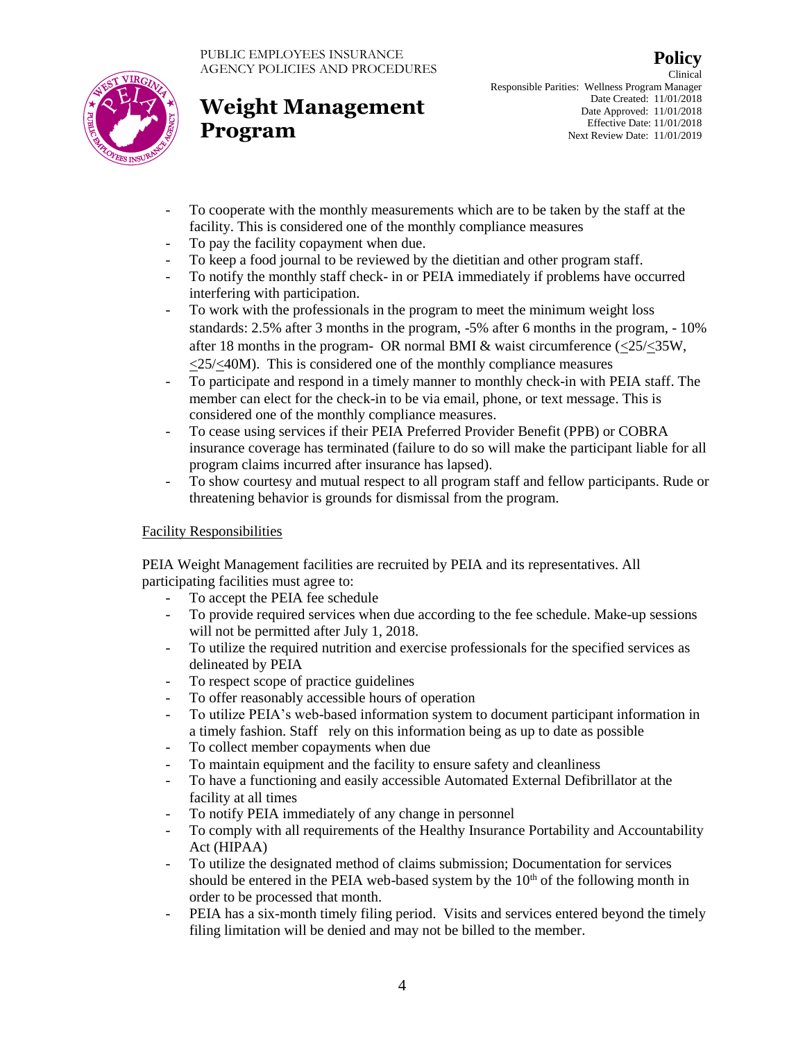- To cooperate with the monthly measurements which are to be taken by the staff at the facility. This is considered one of the monthly compliance measures
- To pay the facility copayment when due.
- To keep a food journal to be reviewed by the dietitian and other program staff.
- To notify the monthly staff check- in or PEIA immediately if problems have occurred interfering with participation.
- To work with the professionals in the program to meet the minimum weight loss standards: 2.5% after 3 months in the program, -5% after 6 months in the program, - 10% after 18 months in the program- OR normal BMI & waist circumference ($\leq$25/$\leq$35W, $\leq$25/$\leq$40M). This is considered one of the monthly compliance measures
- To participate and respond in a timely manner to monthly check-in with PEIA staff. The member can elect for the check-in to be via email, phone, or text message. This is considered one of the monthly compliance measures.
- To cease using services if their PEIA Preferred Provider Benefit (PPB) or COBRA insurance coverage has terminated (failure to do so will make the participant liable for all program claims incurred after insurance has lapsed).
- To show courtesy and mutual respect to all program staff and fellow participants. Rude or threatening behavior is grounds for dismissal from the program.

<u>Facility Responsibilities</u>

PEIA Weight Management facilities are recruited by PEIA and its representatives. All participating facilities must agree to:

- To accept the PEIA fee schedule
- To provide required services when due according to the fee schedule. Make-up sessions will not be permitted after July 1, 2018.
- To utilize the required nutrition and exercise professionals for the specified services as delineated by PEIA
- To respect scope of practice guidelines
- To offer reasonably accessible hours of operation
- To utilize PEIA's web-based information system to document participant information in a timely fashion. Staff rely on this information being as up to date as possible
- To collect member copayments when due
- To maintain equipment and the facility to ensure safety and cleanliness
- To have a functioning and easily accessible Automated External Defibrillator at the facility at all times
- To notify PEIA immediately of any change in personnel
- To comply with all requirements of the Healthy Insurance Portability and Accountability Act (HIPAA)
- To utilize the designated method of claims submission; Documentation for services should be entered in the PEIA web-based system by the 10th of the following month in order to be processed that month.
- PEIA has a six-month timely filing period. Visits and services entered beyond the timely filing limitation will be denied and may not be billed to the member.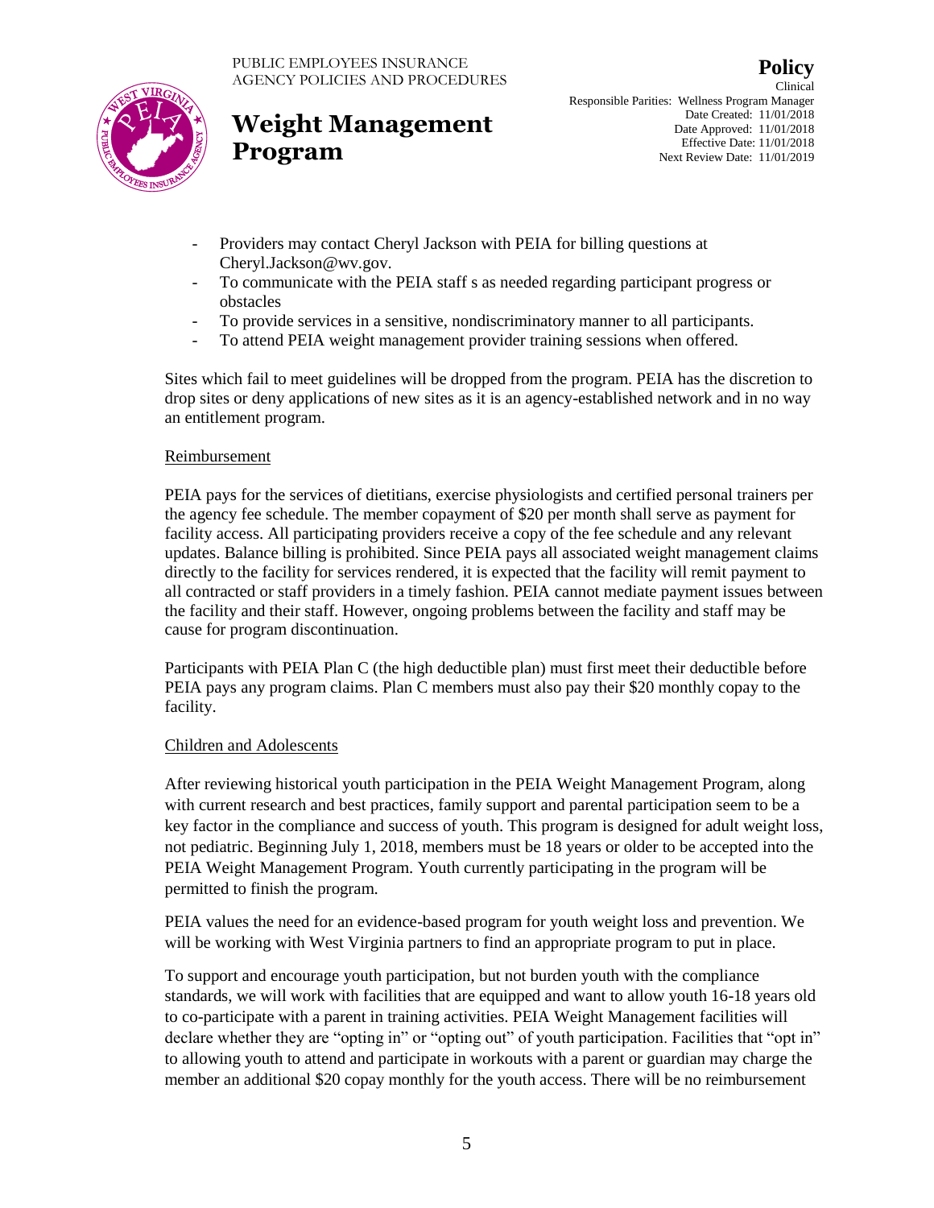- Providers may contact Cheryl Jackson with PEIA for billing questions at Cheryl.Jackson@wv.gov.
- To communicate with the PEIA staff s as needed regarding participant progress or obstacles
- To provide services in a sensitive, nondiscriminatory manner to all participants.
- To attend PEIA weight management provider training sessions when offered.

Sites which fail to meet guidelines will be dropped from the program. PEIA has the discretion to drop sites or deny applications of new sites as it is an agency-established network and in no way an entitlement program.

Reimbursement

PEIA pays for the services of dietitians, exercise physiologists and certified personal trainers per the agency fee schedule. The member copayment of $20 per month shall serve as payment for facility access. All participating providers receive a copy of the fee schedule and any relevant updates. Balance billing is prohibited. Since PEIA pays all associated weight management claims directly to the facility for services rendered, it is expected that the facility will remit payment to all contracted or staff providers in a timely fashion. PEIA cannot mediate payment issues between the facility and their staff. However, ongoing problems between the facility and staff may be cause for program discontinuation.

Participants with PEIA Plan C (the high deductible plan) must first meet their deductible before PEIA pays any program claims. Plan C members must also pay their $20 monthly copay to the facility.

Children and Adolescents

After reviewing historical youth participation in the PEIA Weight Management Program, along with current research and best practices, family support and parental participation seem to be a key factor in the compliance and success of youth. This program is designed for adult weight loss, not pediatric. Beginning July 1, 2018, members must be 18 years or older to be accepted into the PEIA Weight Management Program. Youth currently participating in the program will be permitted to finish the program.

PEIA values the need for an evidence-based program for youth weight loss and prevention. We will be working with West Virginia partners to find an appropriate program to put in place.

To support and encourage youth participation, but not burden youth with the compliance standards, we will work with facilities that are equipped and want to allow youth 16-18 years old to co-participate with a parent in training activities. PEIA Weight Management facilities will declare whether they are "opting in" or "opting out" of youth participation. Facilities that "opt in" to allowing youth to attend and participate in workouts with a parent or guardian may charge the member an additional $20 copay monthly for the youth access. There will be no reimbursement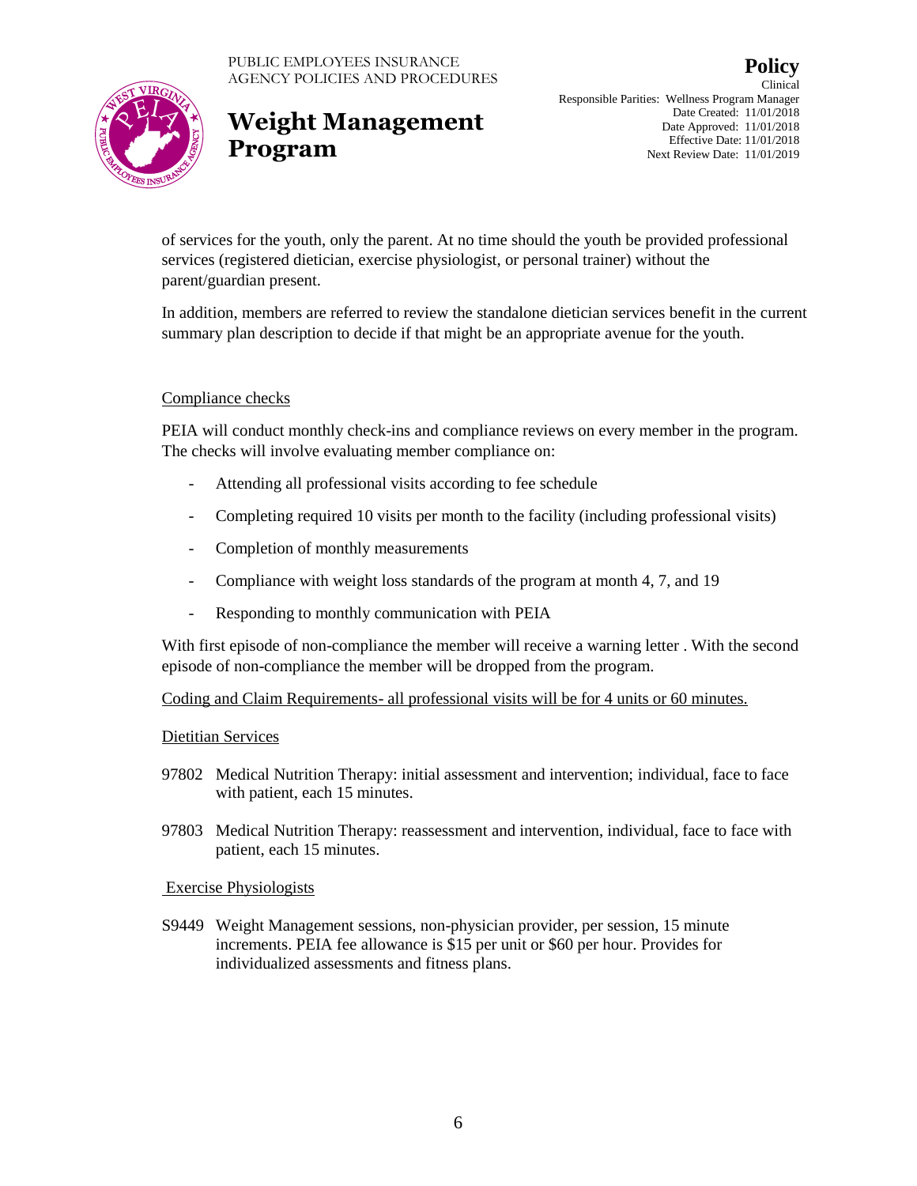of services for the youth, only the parent. At no time should the youth be provided professional services (registered dietician, exercise physiologist, or personal trainer) without the parent/guardian present.

In addition, members are referred to review the standalone dietician services benefit in the current summary plan description to decide if that might be an appropriate avenue for the youth.

<u>Compliance checks</u>

PEIA will conduct monthly check-ins and compliance reviews on every member in the program. The checks will involve evaluating member compliance on:

- Attending all professional visits according to fee schedule
- Completing required 10 visits per month to the facility (including professional visits)
- Completion of monthly measurements
- Compliance with weight loss standards of the program at month 4, 7, and 19
- Responding to monthly communication with PEIA

With first episode of non-compliance the member will receive a warning letter . With the second episode of non-compliance the member will be dropped from the program.

<u>Coding and Claim Requirements- all professional visits will be for 4 units or 60 minutes.</u>

<u>Dietitian Services</u>

97802 Medical Nutrition Therapy: initial assessment and intervention; individual, face to face with patient, each 15 minutes.

97803 Medical Nutrition Therapy: reassessment and intervention, individual, face to face with patient, each 15 minutes.

<u>Exercise Physiologists</u>

S9449 Weight Management sessions, non-physician provider, per session, 15 minute increments. PEIA fee allowance is $15 per unit or $60 per hour. Provides for individualized assessments and fitness plans.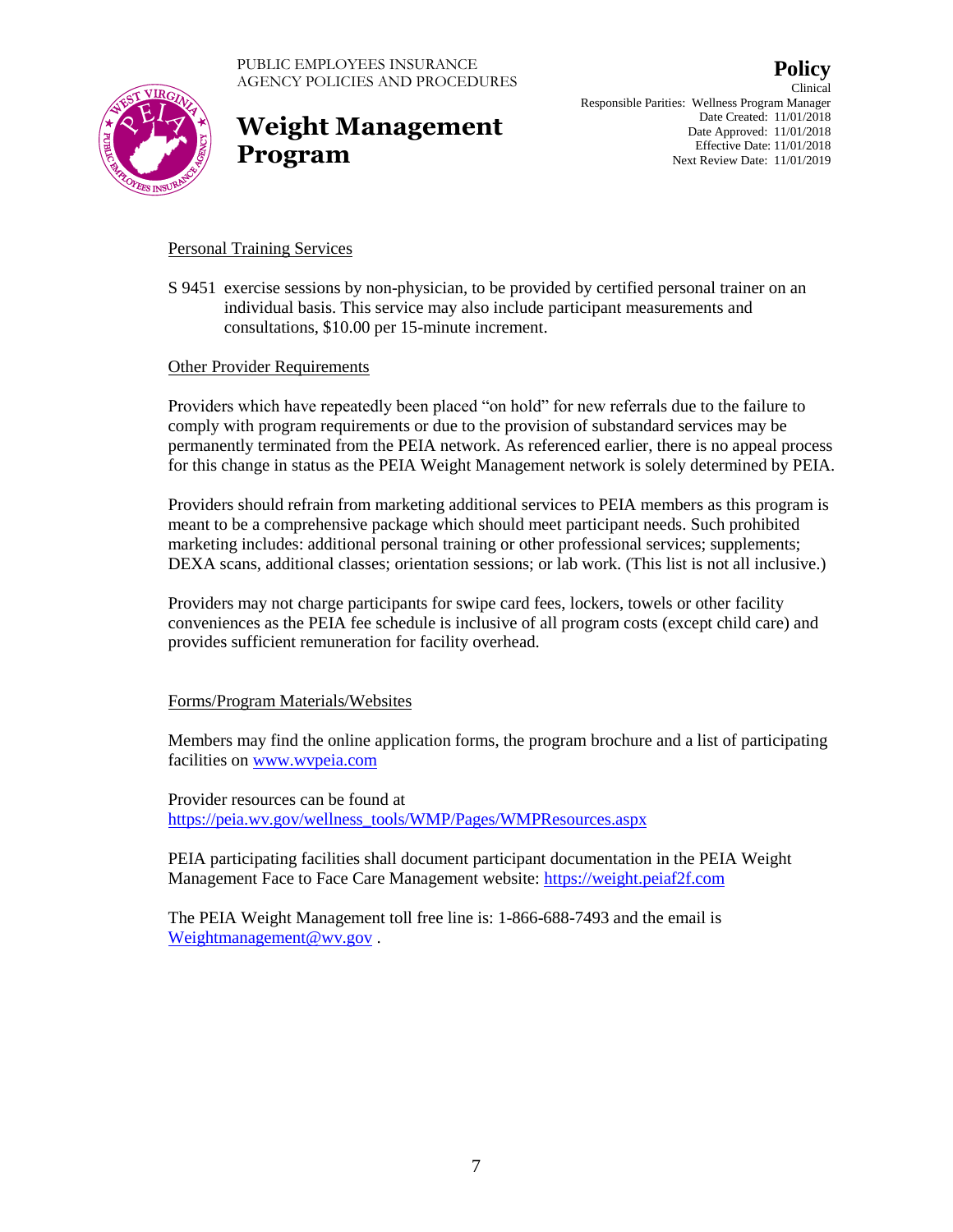Personal Training Services

S 9451 exercise sessions by non-physician, to be provided by certified personal trainer on an individual basis. This service may also include participant measurements and consultations, $10.00 per 15-minute increment.

Other Provider Requirements

Providers which have repeatedly been placed "on hold" for new referrals due to the failure to comply with program requirements or due to the provision of substandard services may be permanently terminated from the PEIA network. As referenced earlier, there is no appeal process for this change in status as the PEIA Weight Management network is solely determined by PEIA.

Providers should refrain from marketing additional services to PEIA members as this program is meant to be a comprehensive package which should meet participant needs. Such prohibited marketing includes: additional personal training or other professional services; supplements; DEXA scans, additional classes; orientation sessions; or lab work. (This list is not all inclusive.)

Providers may not charge participants for swipe card fees, lockers, towels or other facility conveniences as the PEIA fee schedule is inclusive of all program costs (except child care) and provides sufficient remuneration for facility overhead.

Forms/Program Materials/Websites

Members may find the online application forms, the program brochure and a list of participating facilities on www.wvpeia.com

Provider resources can be found at https://peia.wv.gov/wellness_tools/WMP/Pages/WMPResources.aspx

PEIA participating facilities shall document participant documentation in the PEIA Weight Management Face to Face Care Management website: https://weight.peiaf2f.com

The PEIA Weight Management toll free line is: 1-866-688-7493 and the email is Weightmanagement@wv.gov .